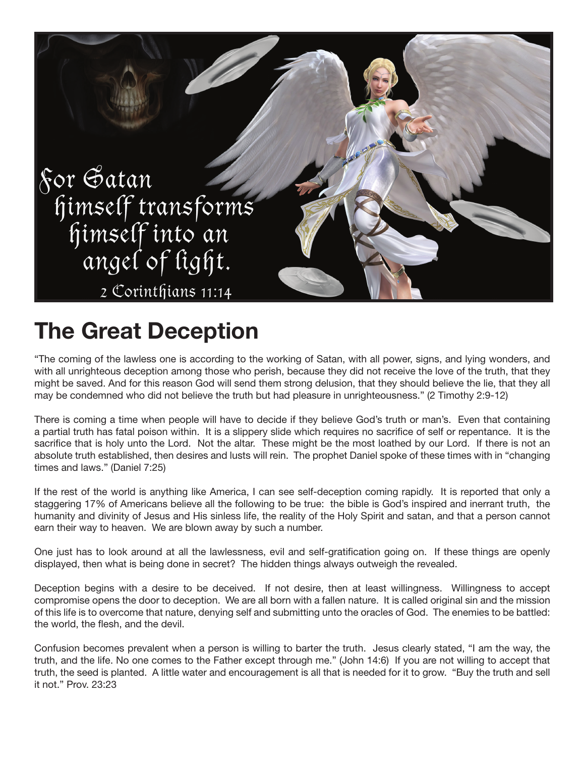For Satan himself transforms himself into an angel of light.
2 Corinthians 11:14

# The Great Deception

"The coming of the lawless one is according to the working of Satan, with all power, signs, and lying wonders, and with all unrighteous deception among those who perish, because they did not receive the love of the truth, that they might be saved. And for this reason God will send them strong delusion, that they should believe the lie, that they all may be condemned who did not believe the truth but had pleasure in unrighteousness." (2 Timothy 2:9-12)

There is coming a time when people will have to decide if they believe God's truth or man's. Even that containing a partial truth has fatal poison within. It is a slippery slide which requires no sacrifice of self or repentance. It is the sacrifice that is holy unto the Lord. Not the altar. These might be the most loathed by our Lord. If there is not an absolute truth established, then desires and lusts will rein. The prophet Daniel spoke of these times with in "changing times and laws." (Daniel 7:25)

If the rest of the world is anything like America, I can see self-deception coming rapidly. It is reported that only a staggering 17% of Americans believe all the following to be true: the bible is God's inspired and inerrant truth, the humanity and divinity of Jesus and His sinless life, the reality of the Holy Spirit and satan, and that a person cannot earn their way to heaven. We are blown away by such a number.

One just has to look around at all the lawlessness, evil and self-gratification going on. If these things are openly displayed, then what is being done in secret? The hidden things always outweigh the revealed.

Deception begins with a desire to be deceived. If not desire, then at least willingness. Willingness to accept compromise opens the door to deception. We are all born with a fallen nature. It is called original sin and the mission of this life is to overcome that nature, denying self and submitting unto the oracles of God. The enemies to be battled: the world, the flesh, and the devil.

Confusion becomes prevalent when a person is willing to barter the truth. Jesus clearly stated, "I am the way, the truth, and the life. No one comes to the Father except through me." (John 14:6) If you are not willing to accept that truth, the seed is planted. A little water and encouragement is all that is needed for it to grow. "Buy the truth and sell it not." Prov. 23:23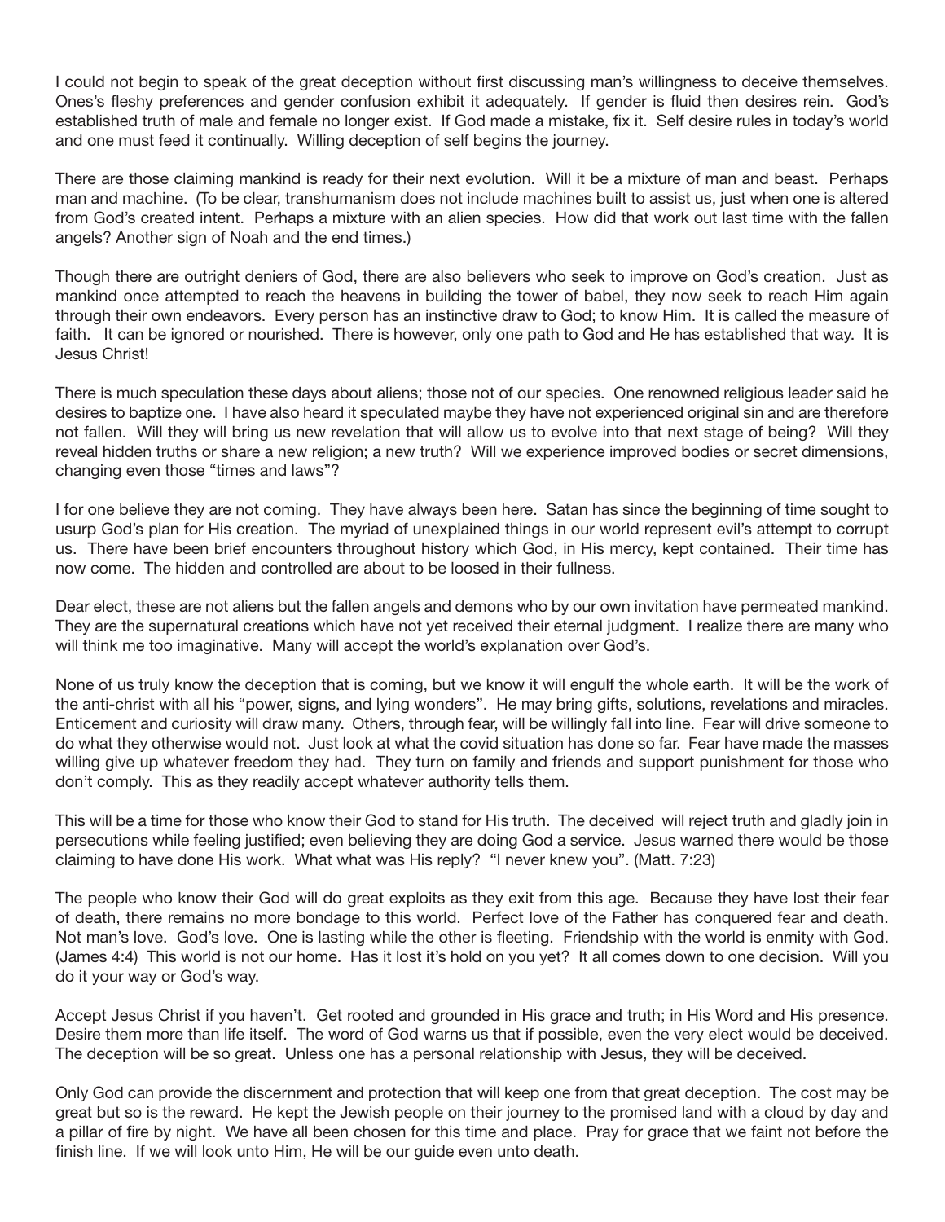I could not begin to speak of the great deception without first discussing man's willingness to deceive themselves. Ones's fleshy preferences and gender confusion exhibit it adequately. If gender is fluid then desires rein. God's established truth of male and female no longer exist. If God made a mistake, fix it. Self desire rules in today's world and one must feed it continually. Willing deception of self begins the journey.

There are those claiming mankind is ready for their next evolution. Will it be a mixture of man and beast. Perhaps man and machine. (To be clear, transhumanism does not include machines built to assist us, just when one is altered from God's created intent. Perhaps a mixture with an alien species. How did that work out last time with the fallen angels? Another sign of Noah and the end times.)

Though there are outright deniers of God, there are also believers who seek to improve on God's creation. Just as mankind once attempted to reach the heavens in building the tower of babel, they now seek to reach Him again through their own endeavors. Every person has an instinctive draw to God; to know Him. It is called the measure of faith. It can be ignored or nourished. There is however, only one path to God and He has established that way. It is Jesus Christ!

There is much speculation these days about aliens; those not of our species. One renowned religious leader said he desires to baptize one. I have also heard it speculated maybe they have not experienced original sin and are therefore not fallen. Will they will bring us new revelation that will allow us to evolve into that next stage of being? Will they reveal hidden truths or share a new religion; a new truth? Will we experience improved bodies or secret dimensions, changing even those "times and laws"?

I for one believe they are not coming. They have always been here. Satan has since the beginning of time sought to usurp God's plan for His creation. The myriad of unexplained things in our world represent evil's attempt to corrupt us. There have been brief encounters throughout history which God, in His mercy, kept contained. Their time has now come. The hidden and controlled are about to be loosed in their fullness.

Dear elect, these are not aliens but the fallen angels and demons who by our own invitation have permeated mankind. They are the supernatural creations which have not yet received their eternal judgment. I realize there are many who will think me too imaginative. Many will accept the world's explanation over God's.

None of us truly know the deception that is coming, but we know it will engulf the whole earth. It will be the work of the anti-christ with all his "power, signs, and lying wonders". He may bring gifts, solutions, revelations and miracles. Enticement and curiosity will draw many. Others, through fear, will be willingly fall into line. Fear will drive someone to do what they otherwise would not. Just look at what the covid situation has done so far. Fear have made the masses willing give up whatever freedom they had. They turn on family and friends and support punishment for those who don't comply. This as they readily accept whatever authority tells them.

This will be a time for those who know their God to stand for His truth. The deceived will reject truth and gladly join in persecutions while feeling justified; even believing they are doing God a service. Jesus warned there would be those claiming to have done His work. What what was His reply? "I never knew you". (Matt. 7:23)

The people who know their God will do great exploits as they exit from this age. Because they have lost their fear of death, there remains no more bondage to this world. Perfect love of the Father has conquered fear and death. Not man's love. God's love. One is lasting while the other is fleeting. Friendship with the world is enmity with God. (James 4:4) This world is not our home. Has it lost it's hold on you yet? It all comes down to one decision. Will you do it your way or God's way.

Accept Jesus Christ if you haven't. Get rooted and grounded in His grace and truth; in His Word and His presence. Desire them more than life itself. The word of God warns us that if possible, even the very elect would be deceived. The deception will be so great. Unless one has a personal relationship with Jesus, they will be deceived.

Only God can provide the discernment and protection that will keep one from that great deception. The cost may be great but so is the reward. He kept the Jewish people on their journey to the promised land with a cloud by day and a pillar of fire by night. We have all been chosen for this time and place. Pray for grace that we faint not before the finish line. If we will look unto Him, He will be our guide even unto death.